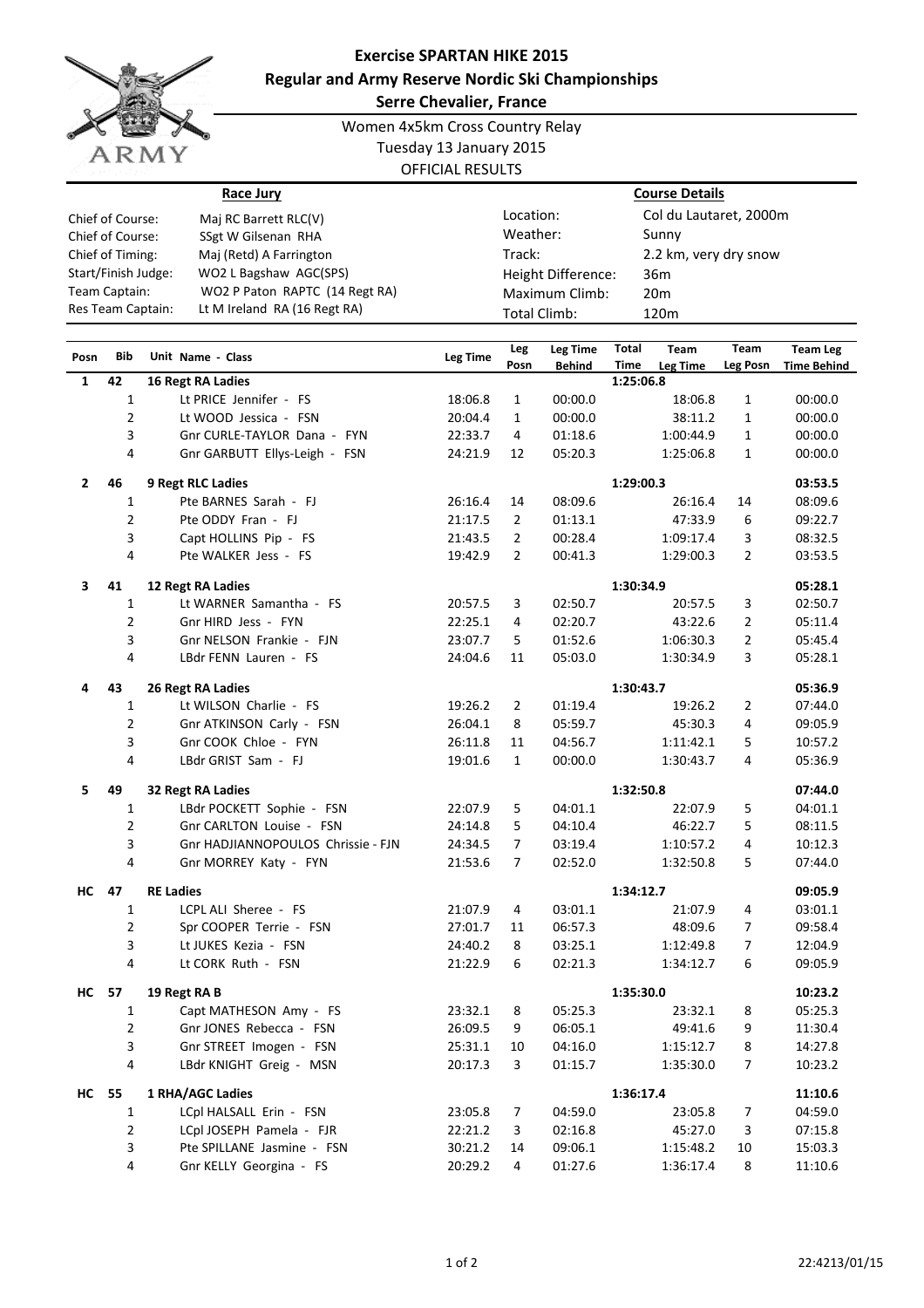# Exercise SPARTAN HIKE 2015

## Regular and Army Reserve Nordic Ski Championships

## Serre Chevalier, France

Women 4x5km Cross Country Relay
Tuesday 13 January 2015
OFFICIAL RESULTS

| **Race Jury** | | **Course Details** | |
|---|---|---|---|
| Chief of Course: | Maj RC Barrett RLC(V) | Location: | Col du Lautaret, 2000m |
| Chief of Course: | SSgt W Gilsenan RHA | Weather: | Sunny |
| Chief of Timing: | Maj (Retd) A Farrington | Track: | 2.2 km, very dry snow |
| Start/Finish Judge: | WO2 L Bagshaw AGC(SPS) | Height Difference: | 36m |
| Team Captain: | WO2 P Paton RAPTC (14 Regt RA) | Maximum Climb: | 20m |
| Res Team Captain: | Lt M Ireland RA (16 Regt RA) | Total Climb: | 120m |

| Posn | Bib | Unit Name - Class | Leg Time | Leg Posn | Leg Time Behind | Total Time | Team Leg Time | Team Leg Posn | Team Leg Time Behind |
|---|---|---|---|---|---|---|---|---|---|
| **1** | **42** | **16 Regt RA Ladies** | | | | **1:25:06.8** | | | |
| | 1 | Lt PRICE Jennifer - FS | 18:06.8 | 1 | 00:00.0 | | 18:06.8 | 1 | 00:00.0 |
| | 2 | Lt WOOD Jessica - FSN | 20:04.4 | 1 | 00:00.0 | | 38:11.2 | 1 | 00:00.0 |
| | 3 | Gnr CURLE-TAYLOR Dana - FYN | 22:33.7 | 4 | 01:18.6 | | 1:00:44.9 | 1 | 00:00.0 |
| | 4 | Gnr GARBUTT Ellys-Leigh - FSN | 24:21.9 | 12 | 05:20.3 | | 1:25:06.8 | 1 | 00:00.0 |
| **2** | **46** | **9 Regt RLC Ladies** | | | | **1:29:00.3** | | | **03:53.5** |
| | 1 | Pte BARNES Sarah - FJ | 26:16.4 | 14 | 08:09.6 | | 26:16.4 | 14 | 08:09.6 |
| | 2 | Pte ODDY Fran - FJ | 21:17.5 | 2 | 01:13.1 | | 47:33.9 | 6 | 09:22.7 |
| | 3 | Capt HOLLINS Pip - FS | 21:43.5 | 2 | 00:28.4 | | 1:09:17.4 | 3 | 08:32.5 |
| | 4 | Pte WALKER Jess - FS | 19:42.9 | 2 | 00:41.3 | | 1:29:00.3 | 2 | 03:53.5 |
| **3** | **41** | **12 Regt RA Ladies** | | | | **1:30:34.9** | | | **05:28.1** |
| | 1 | Lt WARNER Samantha - FS | 20:57.5 | 3 | 02:50.7 | | 20:57.5 | 3 | 02:50.7 |
| | 2 | Gnr HIRD Jess - FYN | 22:25.1 | 4 | 02:20.7 | | 43:22.6 | 2 | 05:11.4 |
| | 3 | Gnr NELSON Frankie - FJN | 23:07.7 | 5 | 01:52.6 | | 1:06:30.3 | 2 | 05:45.4 |
| | 4 | LBdr FENN Lauren - FS | 24:04.6 | 11 | 05:03.0 | | 1:30:34.9 | 3 | 05:28.1 |
| **4** | **43** | **26 Regt RA Ladies** | | | | **1:30:43.7** | | | **05:36.9** |
| | 1 | Lt WILSON Charlie - FS | 19:26.2 | 2 | 01:19.4 | | 19:26.2 | 2 | 07:44.0 |
| | 2 | Gnr ATKINSON Carly - FSN | 26:04.1 | 8 | 05:59.7 | | 45:30.3 | 4 | 09:05.9 |
| | 3 | Gnr COOK Chloe - FYN | 26:11.8 | 11 | 04:56.7 | | 1:11:42.1 | 5 | 10:57.2 |
| | 4 | LBdr GRIST Sam - FJ | 19:01.6 | 1 | 00:00.0 | | 1:30:43.7 | 4 | 05:36.9 |
| **5** | **49** | **32 Regt RA Ladies** | | | | **1:32:50.8** | | | **07:44.0** |
| | 1 | LBdr POCKETT Sophie - FSN | 22:07.9 | 5 | 04:01.1 | | 22:07.9 | 5 | 04:01.1 |
| | 2 | Gnr CARLTON Louise - FSN | 24:14.8 | 5 | 04:10.4 | | 46:22.7 | 5 | 08:11.5 |
| | 3 | Gnr HADJIANNOPOULOS Chrissie - FJN | 24:34.5 | 7 | 03:19.4 | | 1:10:57.2 | 4 | 10:12.3 |
| | 4 | Gnr MORREY Katy - FYN | 21:53.6 | 7 | 02:52.0 | | 1:32:50.8 | 5 | 07:44.0 |
| **HC** | **47** | **RE Ladies** | | | | **1:34:12.7** | | | **09:05.9** |
| | 1 | LCPL ALI Sheree - FS | 21:07.9 | 4 | 03:01.1 | | 21:07.9 | 4 | 03:01.1 |
| | 2 | Spr COOPER Terrie - FSN | 27:01.7 | 11 | 06:57.3 | | 48:09.6 | 7 | 09:58.4 |
| | 3 | Lt JUKES Kezia - FSN | 24:40.2 | 8 | 03:25.1 | | 1:12:49.8 | 7 | 12:04.9 |
| | 4 | Lt CORK Ruth - FSN | 21:22.9 | 6 | 02:21.3 | | 1:34:12.7 | 6 | 09:05.9 |
| **HC** | **57** | **19 Regt RA B** | | | | **1:35:30.0** | | | **10:23.2** |
| | 1 | Capt MATHESON Amy - FS | 23:32.1 | 8 | 05:25.3 | | 23:32.1 | 8 | 05:25.3 |
| | 2 | Gnr JONES Rebecca - FSN | 26:09.5 | 9 | 06:05.1 | | 49:41.6 | 9 | 11:30.4 |
| | 3 | Gnr STREET Imogen - FSN | 25:31.1 | 10 | 04:16.0 | | 1:15:12.7 | 8 | 14:27.8 |
| | 4 | LBdr KNIGHT Greig - MSN | 20:17.3 | 3 | 01:15.7 | | 1:35:30.0 | 7 | 10:23.2 |
| **HC** | **55** | **1 RHA/AGC Ladies** | | | | **1:36:17.4** | | | **11:10.6** |
| | 1 | LCpl HALSALL Erin - FSN | 23:05.8 | 7 | 04:59.0 | | 23:05.8 | 7 | 04:59.0 |
| | 2 | LCpl JOSEPH Pamela - FJR | 22:21.2 | 3 | 02:16.8 | | 45:27.0 | 3 | 07:15.8 |
| | 3 | Pte SPILLANE Jasmine - FSN | 30:21.2 | 14 | 09:06.1 | | 1:15:48.2 | 10 | 15:03.3 |
| | 4 | Gnr KELLY Georgina - FS | 20:29.2 | 4 | 01:27.6 | | 1:36:17.4 | 8 | 11:10.6 |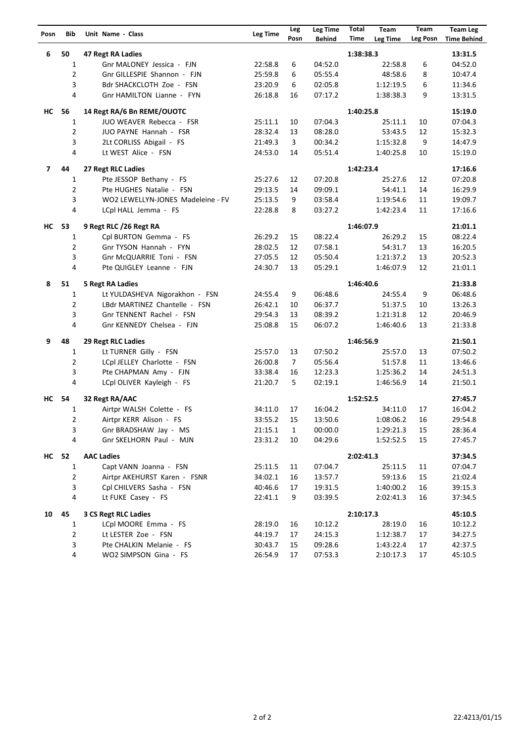| Posn | Bib | Unit Name - Class | Leg Time | Leg Posn | Leg Time Behind | Total Time | Team Leg Time | Team Leg Posn | Team Leg Time Behind |
|---|---|---|---|---|---|---|---|---|---|
| **6** | **50** | **47 Regt RA Ladies** | | | | **1:38:38.3** | | | **13:31.5** |
| | 1 | Gnr MALONEY Jessica - FJN | 22:58.8 | 6 | 04:52.0 | | 22:58.8 | 6 | 04:52.0 |
| | 2 | Gnr GILLESPIE Shannon - FJN | 25:59.8 | 6 | 05:55.4 | | 48:58.6 | 8 | 10:47.4 |
| | 3 | Bdr SHACKCLOTH Zoe - FSN | 23:20.9 | 6 | 02:05.8 | | 1:12:19.5 | 6 | 11:34.6 |
| | 4 | Gnr HAMILTON Lianne - FYN | 26:18.8 | 16 | 07:17.2 | | 1:38:38.3 | 9 | 13:31.5 |
| **HC** | **56** | **14 Regt RA/6 Bn REME/OUOTC** | | | | **1:40:25.8** | | | **15:19.0** |
| | 1 | JUO WEAVER Rebecca - FSR | 25:11.1 | 10 | 07:04.3 | | 25:11.1 | 10 | 07:04.3 |
| | 2 | JUO PAYNE Hannah - FSR | 28:32.4 | 13 | 08:28.0 | | 53:43.5 | 12 | 15:32.3 |
| | 3 | 2Lt CORLISS Abigail - FS | 21:49.3 | 3 | 00:34.2 | | 1:15:32.8 | 9 | 14:47.9 |
| | 4 | Lt WEST Alice - FSN | 24:53.0 | 14 | 05:51.4 | | 1:40:25.8 | 10 | 15:19.0 |
| **7** | **44** | **27 Regt RLC Ladies** | | | | **1:42:23.4** | | | **17:16.6** |
| | 1 | Pte JESSOP Bethany - FS | 25:27.6 | 12 | 07:20.8 | | 25:27.6 | 12 | 07:20.8 |
| | 2 | Pte HUGHES Natalie - FSN | 29:13.5 | 14 | 09:09.1 | | 54:41.1 | 14 | 16:29.9 |
| | 3 | WO2 LEWELLYN-JONES Madeleine - FV | 25:13.5 | 9 | 03:58.4 | | 1:19:54.6 | 11 | 19:09.7 |
| | 4 | LCpl HALL Jemma - FS | 22:28.8 | 8 | 03:27.2 | | 1:42:23.4 | 11 | 17:16.6 |
| **HC** | **53** | **9 Regt RLC /26 Regt RA** | | | | **1:46:07.9** | | | **21:01.1** |
| | 1 | Cpl BURTON Gemma - FS | 26:29.2 | 15 | 08:22.4 | | 26:29.2 | 15 | 08:22.4 |
| | 2 | Gnr TYSON Hannah - FYN | 28:02.5 | 12 | 07:58.1 | | 54:31.7 | 13 | 16:20.5 |
| | 3 | Gnr McQUARRIE Toni - FSN | 27:05.5 | 12 | 05:50.4 | | 1:21:37.2 | 13 | 20:52.3 |
| | 4 | Pte QUIGLEY Leanne - FJN | 24:30.7 | 13 | 05:29.1 | | 1:46:07.9 | 12 | 21:01.1 |
| **8** | **51** | **5 Regt RA Ladies** | | | | **1:46:40.6** | | | **21:33.8** |
| | 1 | Lt YULDASHEVA Nigorakhon - FSN | 24:55.4 | 9 | 06:48.6 | | 24:55.4 | 9 | 06:48.6 |
| | 2 | LBdr MARTINEZ Chantelle - FSN | 26:42.1 | 10 | 06:37.7 | | 51:37.5 | 10 | 13:26.3 |
| | 3 | Gnr TENNENT Rachel - FSN | 29:54.3 | 13 | 08:39.2 | | 1:21:31.8 | 12 | 20:46.9 |
| | 4 | Gnr KENNEDY Chelsea - FJN | 25:08.8 | 15 | 06:07.2 | | 1:46:40.6 | 13 | 21:33.8 |
| **9** | **48** | **29 Regt RLC Ladies** | | | | **1:46:56.9** | | | **21:50.1** |
| | 1 | Lt TURNER Gilly - FSN | 25:57.0 | 13 | 07:50.2 | | 25:57.0 | 13 | 07:50.2 |
| | 2 | LCpl JELLEY Charlotte - FSN | 26:00.8 | 7 | 05:56.4 | | 51:57.8 | 11 | 13:46.6 |
| | 3 | Pte CHAPMAN Amy - FJN | 33:38.4 | 16 | 12:23.3 | | 1:25:36.2 | 14 | 24:51.3 |
| | 4 | LCpl OLIVER Kayleigh - FS | 21:20.7 | 5 | 02:19.1 | | 1:46:56.9 | 14 | 21:50.1 |
| **HC** | **54** | **32 Regt RA/AAC** | | | | **1:52:52.5** | | | **27:45.7** |
| | 1 | Airtpr WALSH Colette - FS | 34:11.0 | 17 | 16:04.2 | | 34:11.0 | 17 | 16:04.2 |
| | 2 | Airtpr KERR Alison - FS | 33:55.2 | 15 | 13:50.6 | | 1:08:06.2 | 16 | 29:54.8 |
| | 3 | Gnr BRADSHAW Jay - MS | 21:15.1 | 1 | 00:00.0 | | 1:29:21.3 | 15 | 28:36.4 |
| | 4 | Gnr SKELHORN Paul - MJN | 23:31.2 | 10 | 04:29.6 | | 1:52:52.5 | 15 | 27:45.7 |
| **HC** | **52** | **AAC Ladies** | | | | **2:02:41.3** | | | **37:34.5** |
| | 1 | Capt VANN Joanna - FSN | 25:11.5 | 11 | 07:04.7 | | 25:11.5 | 11 | 07:04.7 |
| | 2 | Airtpr AKEHURST Karen - FSNR | 34:02.1 | 16 | 13:57.7 | | 59:13.6 | 15 | 21:02.4 |
| | 3 | Cpl CHILVERS Sasha - FSN | 40:46.6 | 17 | 19:31.5 | | 1:40:00.2 | 16 | 39:15.3 |
| | 4 | Lt FUKE Casey - FS | 22:41.1 | 9 | 03:39.5 | | 2:02:41.3 | 16 | 37:34.5 |
| **10** | **45** | **3 CS Regt RLC Ladies** | | | | **2:10:17.3** | | | **45:10.5** |
| | 1 | LCpl MOORE Emma - FS | 28:19.0 | 16 | 10:12.2 | | 28:19.0 | 16 | 10:12.2 |
| | 2 | Lt LESTER Zoe - FSN | 44:19.7 | 17 | 24:15.3 | | 1:12:38.7 | 17 | 34:27.5 |
| | 3 | Pte CHALKIN Melanie - FS | 30:43.7 | 15 | 09:28.6 | | 1:43:22.4 | 17 | 42:37.5 |
| | 4 | WO2 SIMPSON Gina - FS | 26:54.9 | 17 | 07:53.3 | | 2:10:17.3 | 17 | 45:10.5 |

22:4213/01/15